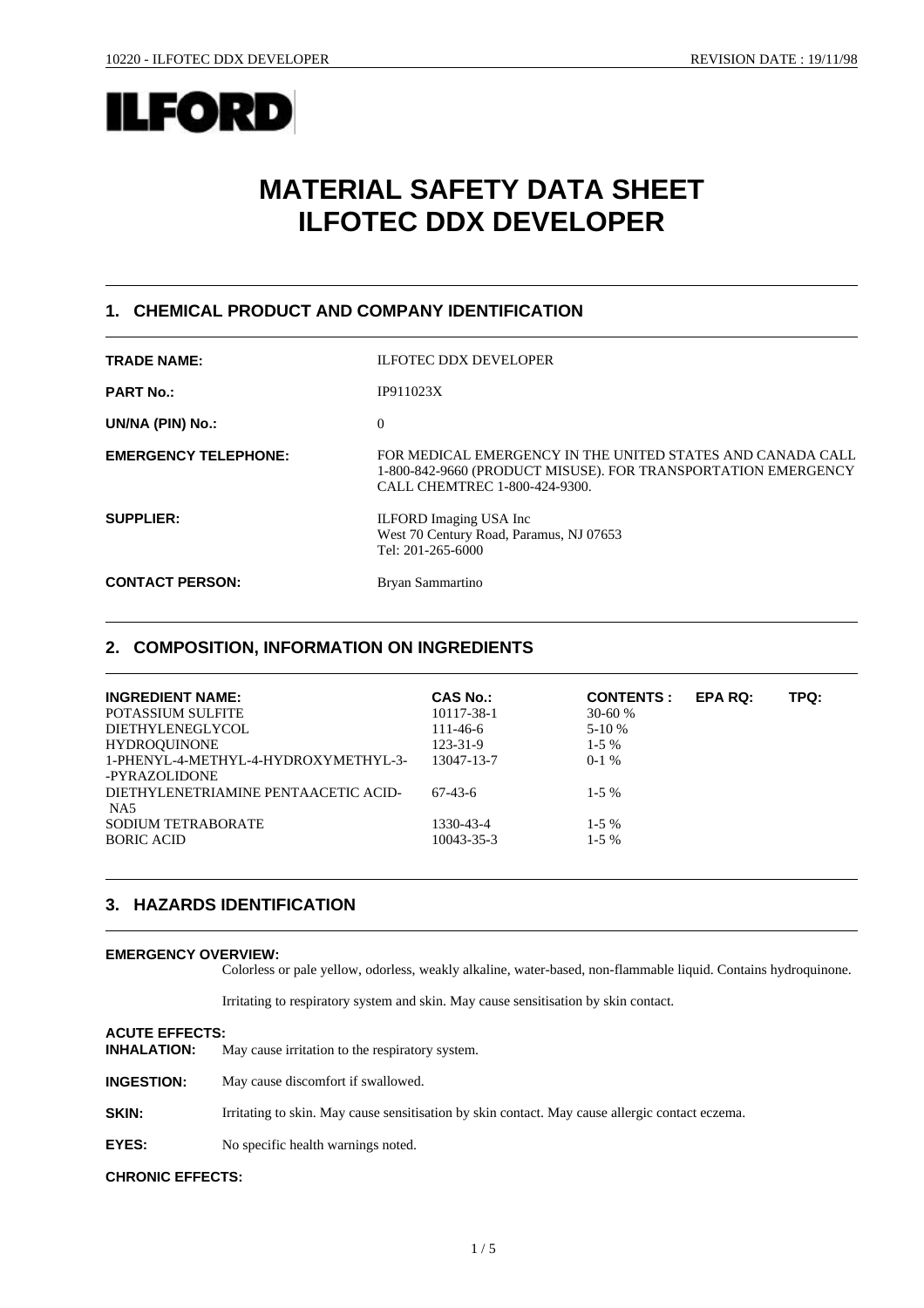**ILFORD**

# MATERIAL SAFETY DATA SHEET
# ILFOTEC DDX DEVELOPER

## 1. CHEMICAL PRODUCT AND COMPANY IDENTIFICATION

**TRADE NAME:** ILFOTEC DDX DEVELOPER

**PART No.:** IP911023X

**UN/NA (PIN) No.:** 0

**EMERGENCY TELEPHONE:** FOR MEDICAL EMERGENCY IN THE UNITED STATES AND CANADA CALL 1-800-842-9660 (PRODUCT MISUSE). FOR TRANSPORTATION EMERGENCY CALL CHEMTREC 1-800-424-9300.

**SUPPLIER:** ILFORD Imaging USA Inc
West 70 Century Road, Paramus, NJ 07653
Tel: 201-265-6000

**CONTACT PERSON:** Bryan Sammartino

## 2. COMPOSITION, INFORMATION ON INGREDIENTS

| INGREDIENT NAME: | CAS No.: | CONTENTS : | EPA RQ: | TPQ: |
|---|---|---|---|---|
| POTASSIUM SULFITE | 10117-38-1 | 30-60 % | | |
| DIETHYLENEGLYCOL | 111-46-6 | 5-10 % | | |
| HYDROQUINONE | 123-31-9 | 1-5 % | | |
| 1-PHENYL-4-METHYL-4-HYDROXYMETHYL-3--PYRAZOLIDONE | 13047-13-7 | 0-1 % | | |
| DIETHYLENETRIAMINE PENTAACETIC ACID-NA5 | 67-43-6 | 1-5 % | | |
| SODIUM TETRABORATE | 1330-43-4 | 1-5 % | | |
| BORIC ACID | 10043-35-3 | 1-5 % | | |

## 3. HAZARDS IDENTIFICATION

**EMERGENCY OVERVIEW:**

Colorless or pale yellow, odorless, weakly alkaline, water-based, non-flammable liquid. Contains hydroquinone.

Irritating to respiratory system and skin. May cause sensitisation by skin contact.

**ACUTE EFFECTS:**

**INHALATION:** May cause irritation to the respiratory system.

**INGESTION:** May cause discomfort if swallowed.

**SKIN:** Irritating to skin. May cause sensitisation by skin contact. May cause allergic contact eczema.

**EYES:** No specific health warnings noted.

**CHRONIC EFFECTS:**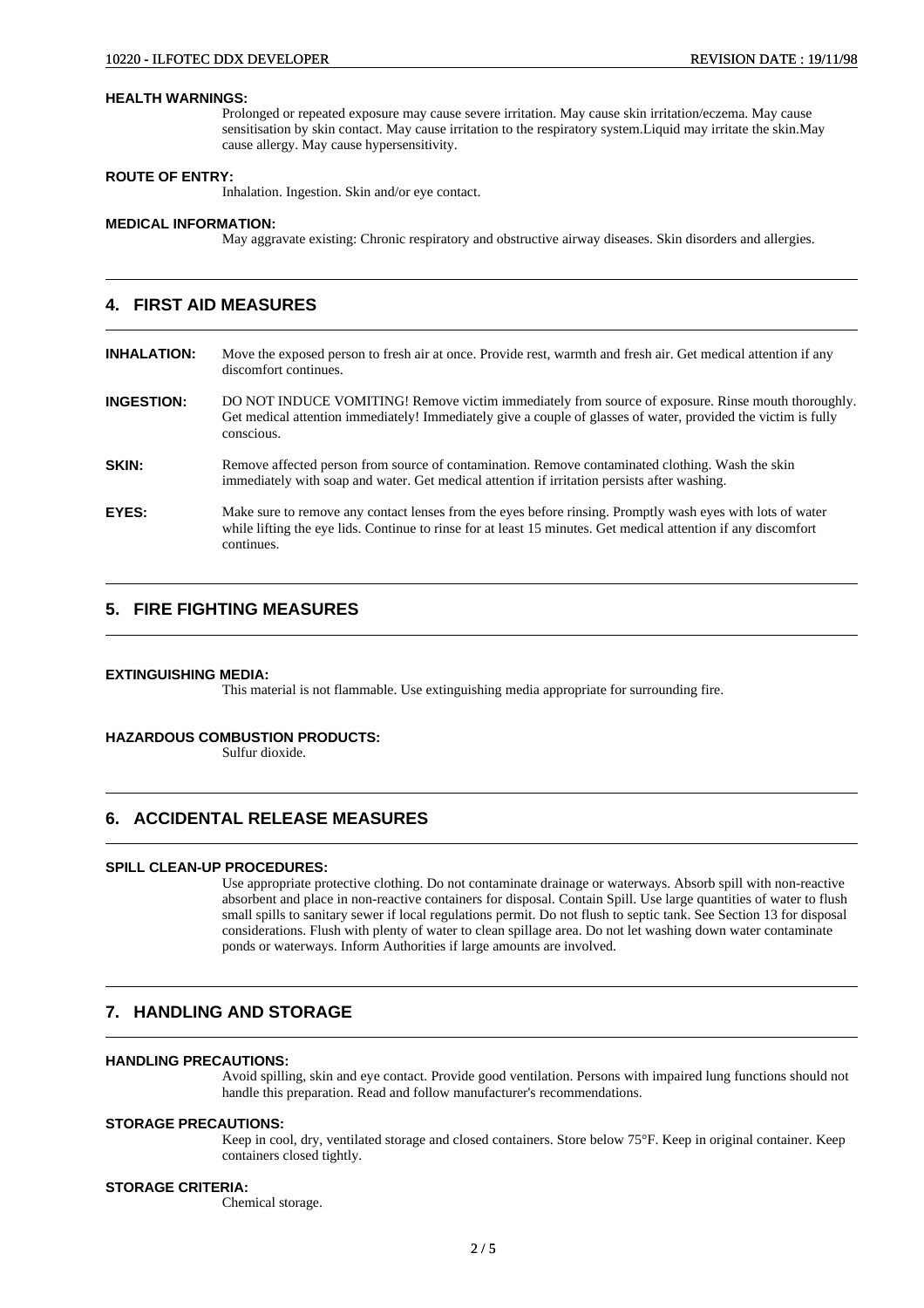**HEALTH WARNINGS:**

Prolonged or repeated exposure may cause severe irritation. May cause skin irritation/eczema. May cause sensitisation by skin contact. May cause irritation to the respiratory system.Liquid may irritate the skin.May cause allergy. May cause hypersensitivity.

**ROUTE OF ENTRY:**

Inhalation. Ingestion. Skin and/or eye contact.

**MEDICAL INFORMATION:**

May aggravate existing: Chronic respiratory and obstructive airway diseases. Skin disorders and allergies.

## 4. FIRST AID MEASURES

**INHALATION:** Move the exposed person to fresh air at once. Provide rest, warmth and fresh air. Get medical attention if any discomfort continues.

**INGESTION:** DO NOT INDUCE VOMITING! Remove victim immediately from source of exposure. Rinse mouth thoroughly. Get medical attention immediately! Immediately give a couple of glasses of water, provided the victim is fully conscious.

**SKIN:** Remove affected person from source of contamination. Remove contaminated clothing. Wash the skin immediately with soap and water. Get medical attention if irritation persists after washing.

**EYES:** Make sure to remove any contact lenses from the eyes before rinsing. Promptly wash eyes with lots of water while lifting the eye lids. Continue to rinse for at least 15 minutes. Get medical attention if any discomfort continues.

## 5. FIRE FIGHTING MEASURES

**EXTINGUISHING MEDIA:**

This material is not flammable. Use extinguishing media appropriate for surrounding fire.

**HAZARDOUS COMBUSTION PRODUCTS:**

Sulfur dioxide.

## 6. ACCIDENTAL RELEASE MEASURES

**SPILL CLEAN-UP PROCEDURES:**

Use appropriate protective clothing. Do not contaminate drainage or waterways. Absorb spill with non-reactive absorbent and place in non-reactive containers for disposal. Contain Spill. Use large quantities of water to flush small spills to sanitary sewer if local regulations permit. Do not flush to septic tank. See Section 13 for disposal considerations. Flush with plenty of water to clean spillage area. Do not let washing down water contaminate ponds or waterways. Inform Authorities if large amounts are involved.

## 7. HANDLING AND STORAGE

**HANDLING PRECAUTIONS:**

Avoid spilling, skin and eye contact. Provide good ventilation. Persons with impaired lung functions should not handle this preparation. Read and follow manufacturer's recommendations.

**STORAGE PRECAUTIONS:**

Keep in cool, dry, ventilated storage and closed containers. Store below 75°F. Keep in original container. Keep containers closed tightly.

**STORAGE CRITERIA:**

Chemical storage.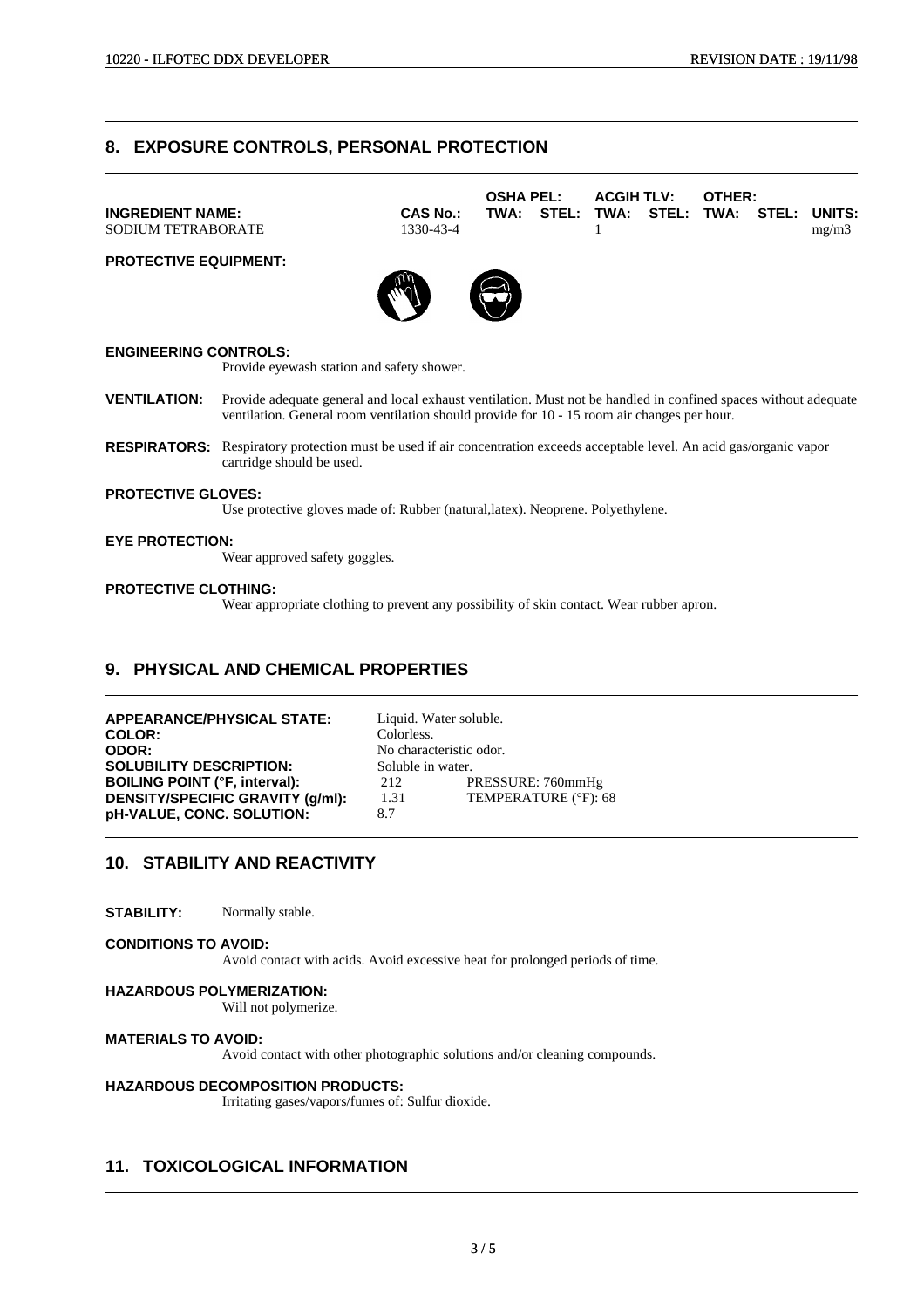## 8. EXPOSURE CONTROLS, PERSONAL PROTECTION

| INGREDIENT NAME: | CAS No.: | OSHA PEL: TWA: | OSHA PEL: STEL: | ACGIH TLV: TWA: | ACGIH TLV: STEL: | OTHER: TWA: | OTHER: STEL: | UNITS: |
|---|---|---|---|---|---|---|---|---|
| SODIUM TETRABORATE | 1330-43-4 | | | 1 | | | | mg/m3 |

**PROTECTIVE EQUIPMENT:**

**ENGINEERING CONTROLS:**
Provide eyewash station and safety shower.

**VENTILATION:** Provide adequate general and local exhaust ventilation. Must not be handled in confined spaces without adequate ventilation. General room ventilation should provide for 10 - 15 room air changes per hour.

**RESPIRATORS:** Respiratory protection must be used if air concentration exceeds acceptable level. An acid gas/organic vapor cartridge should be used.

**PROTECTIVE GLOVES:**
Use protective gloves made of: Rubber (natural,latex). Neoprene. Polyethylene.

**EYE PROTECTION:**
Wear approved safety goggles.

**PROTECTIVE CLOTHING:**
Wear appropriate clothing to prevent any possibility of skin contact. Wear rubber apron.

## 9. PHYSICAL AND CHEMICAL PROPERTIES

| | | |
|---|---|---|
| **APPEARANCE/PHYSICAL STATE:** | Liquid. Water soluble. | |
| **COLOR:** | Colorless. | |
| **ODOR:** | No characteristic odor. | |
| **SOLUBILITY DESCRIPTION:** | Soluble in water. | |
| **BOILING POINT (°F, interval):** | 212 | PRESSURE: 760mmHg |
| **DENSITY/SPECIFIC GRAVITY (g/ml):** | 1.31 | TEMPERATURE (°F): 68 |
| **pH-VALUE, CONC. SOLUTION:** | 8.7 | |

## 10. STABILITY AND REACTIVITY

**STABILITY:** Normally stable.

**CONDITIONS TO AVOID:**
Avoid contact with acids. Avoid excessive heat for prolonged periods of time.

**HAZARDOUS POLYMERIZATION:**
Will not polymerize.

**MATERIALS TO AVOID:**
Avoid contact with other photographic solutions and/or cleaning compounds.

**HAZARDOUS DECOMPOSITION PRODUCTS:**
Irritating gases/vapors/fumes of: Sulfur dioxide.

## 11. TOXICOLOGICAL INFORMATION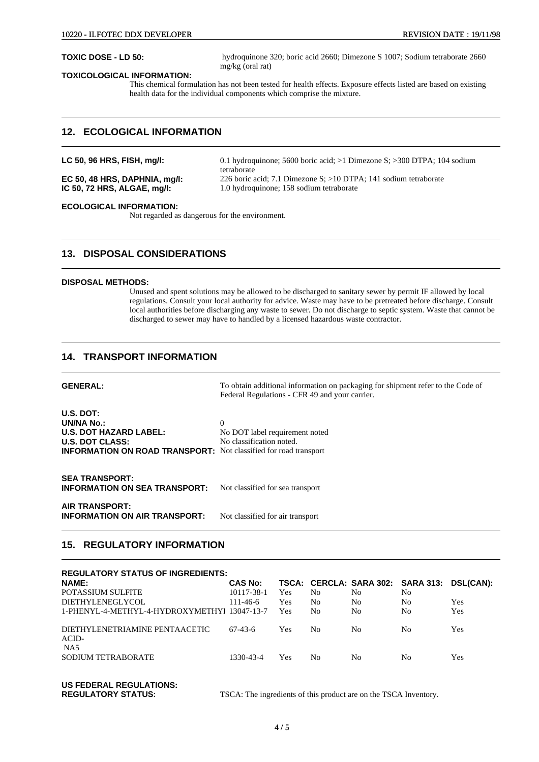**TOXIC DOSE - LD 50:** hydroquinone 320; boric acid 2660; Dimezone S 1007; Sodium tetraborate 2660 mg/kg (oral rat)

**TOXICOLOGICAL INFORMATION:**

This chemical formulation has not been tested for health effects. Exposure effects listed are based on existing health data for the individual components which comprise the mixture.

## 12. ECOLOGICAL INFORMATION

**LC 50, 96 HRS, FISH, mg/l:** 0.1 hydroquinone; 5600 boric acid; >1 Dimezone S; >300 DTPA; 104 sodium tetraborate

**EC 50, 48 HRS, DAPHNIA, mg/l:** 226 boric acid; 7.1 Dimezone S; >10 DTPA; 141 sodium tetraborate

**IC 50, 72 HRS, ALGAE, mg/l:** 1.0 hydroquinone; 158 sodium tetraborate

**ECOLOGICAL INFORMATION:**

Not regarded as dangerous for the environment.

## 13. DISPOSAL CONSIDERATIONS

**DISPOSAL METHODS:**

Unused and spent solutions may be allowed to be discharged to sanitary sewer by permit IF allowed by local regulations. Consult your local authority for advice. Waste may have to be pretreated before discharge. Consult local authorities before discharging any waste to sewer. Do not discharge to septic system. Waste that cannot be discharged to sewer may have to handled by a licensed hazardous waste contractor.

## 14. TRANSPORT INFORMATION

**GENERAL:** To obtain additional information on packaging for shipment refer to the Code of Federal Regulations - CFR 49 and your carrier.

**U.S. DOT:**

**UN/NA No.:** 0

**U.S. DOT HAZARD LABEL:** No DOT label requirement noted

**U.S. DOT CLASS:** No classification noted.

**INFORMATION ON ROAD TRANSPORT:** Not classified for road transport

**SEA TRANSPORT:**

**INFORMATION ON SEA TRANSPORT:** Not classified for sea transport

**AIR TRANSPORT:**

**INFORMATION ON AIR TRANSPORT:** Not classified for air transport

## 15. REGULATORY INFORMATION

**REGULATORY STATUS OF INGREDIENTS:**

| NAME: | CAS No: | TSCA: | CERCLA: | SARA 302: | SARA 313: | DSL(CAN): |
|---|---|---|---|---|---|---|
| POTASSIUM SULFITE | 10117-38-1 | Yes | No | No | No | |
| DIETHYLENEGLYCOL | 111-46-6 | Yes | No | No | No | Yes |
| 1-PHENYL-4-METHYL-4-HYDROXYMETHYl | 13047-13-7 | Yes | No | No | No | Yes |
| DIETHYLENETRIAMINE PENTAACETIC ACID-NA5 | 67-43-6 | Yes | No | No | No | Yes |
| SODIUM TETRABORATE | 1330-43-4 | Yes | No | No | No | Yes |

**US FEDERAL REGULATIONS:**

**REGULATORY STATUS:** TSCA: The ingredients of this product are on the TSCA Inventory.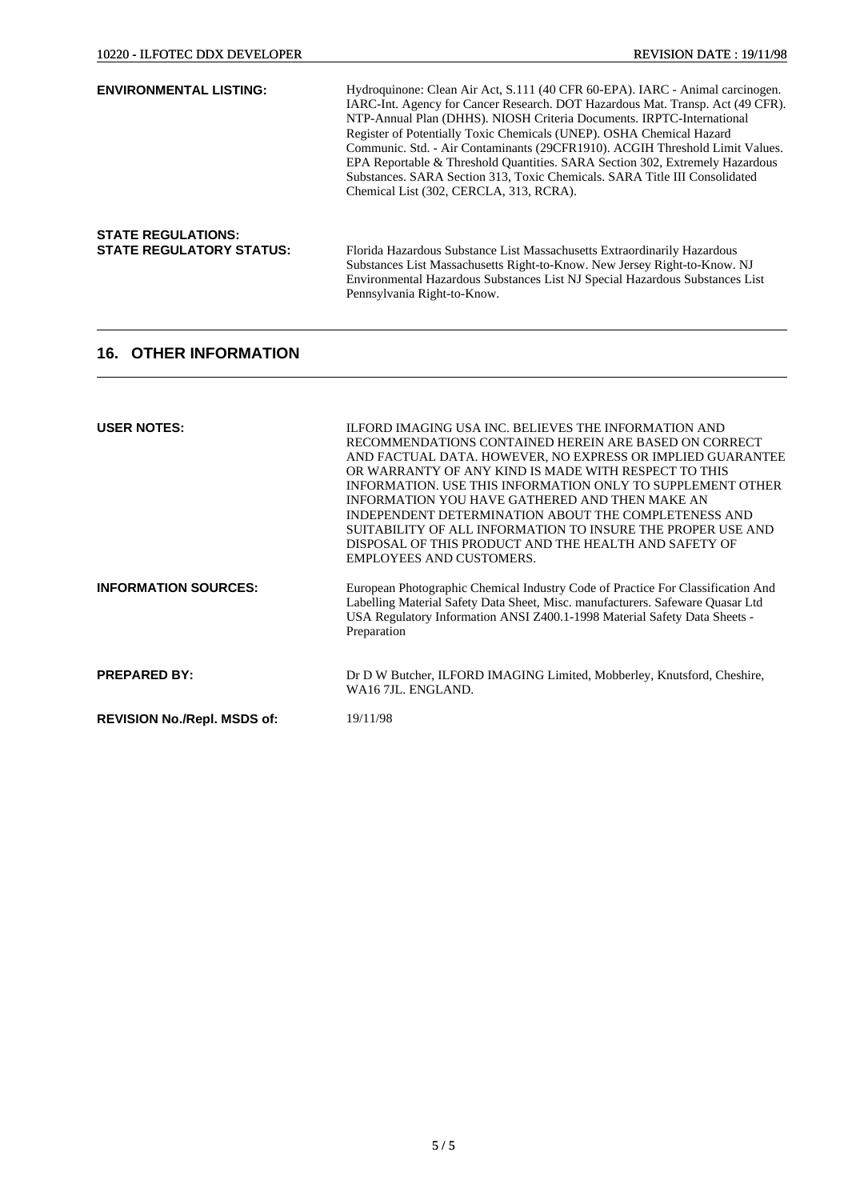**ENVIRONMENTAL LISTING:** Hydroquinone: Clean Air Act, S.111 (40 CFR 60-EPA). IARC - Animal carcinogen. IARC-Int. Agency for Cancer Research. DOT Hazardous Mat. Transp. Act (49 CFR). NTP-Annual Plan (DHHS). NIOSH Criteria Documents. IRPTC-International Register of Potentially Toxic Chemicals (UNEP). OSHA Chemical Hazard Communic. Std. - Air Contaminants (29CFR1910). ACGIH Threshold Limit Values. EPA Reportable & Threshold Quantities. SARA Section 302, Extremely Hazardous Substances. SARA Section 313, Toxic Chemicals. SARA Title III Consolidated Chemical List (302, CERCLA, 313, RCRA).

**STATE REGULATIONS:**

**STATE REGULATORY STATUS:** Florida Hazardous Substance List Massachusetts Extraordinarily Hazardous Substances List Massachusetts Right-to-Know. New Jersey Right-to-Know. NJ Environmental Hazardous Substances List NJ Special Hazardous Substances List Pennsylvania Right-to-Know.

## 16. OTHER INFORMATION

**USER NOTES:** ILFORD IMAGING USA INC. BELIEVES THE INFORMATION AND RECOMMENDATIONS CONTAINED HEREIN ARE BASED ON CORRECT AND FACTUAL DATA. HOWEVER, NO EXPRESS OR IMPLIED GUARANTEE OR WARRANTY OF ANY KIND IS MADE WITH RESPECT TO THIS INFORMATION. USE THIS INFORMATION ONLY TO SUPPLEMENT OTHER INFORMATION YOU HAVE GATHERED AND THEN MAKE AN INDEPENDENT DETERMINATION ABOUT THE COMPLETENESS AND SUITABILITY OF ALL INFORMATION TO INSURE THE PROPER USE AND DISPOSAL OF THIS PRODUCT AND THE HEALTH AND SAFETY OF EMPLOYEES AND CUSTOMERS.

**INFORMATION SOURCES:** European Photographic Chemical Industry Code of Practice For Classification And Labelling Material Safety Data Sheet, Misc. manufacturers. Safeware Quasar Ltd USA Regulatory Information ANSI Z400.1-1998 Material Safety Data Sheets - Preparation

**PREPARED BY:** Dr D W Butcher, ILFORD IMAGING Limited, Mobberley, Knutsford, Cheshire, WA16 7JL. ENGLAND.

**REVISION No./Repl. MSDS of:** 19/11/98